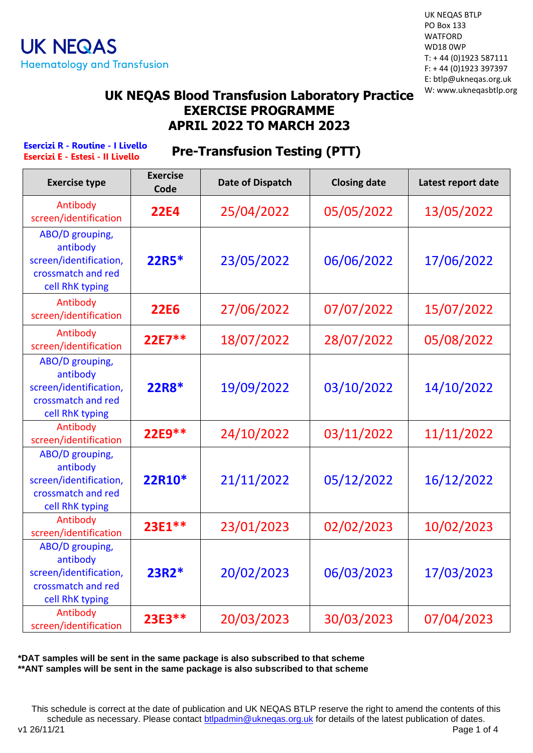UK NEQAS
Haematology and Transfusion

UK NEQAS BTLP
PO Box 133
WATFORD
WD18 0WP
T: + 44 (0)1923 587111
F: + 44 (0)1923 397397
E: btlp@ukneqas.org.uk
W: www.ukneqasbtlp.org

# UK NEQAS Blood Transfusion Laboratory Practice EXERCISE PROGRAMME APRIL 2022 TO MARCH 2023

**Esercizi R - Routine - I Livello**
**Esercizi E - Estesi - II Livello**

## Pre-Transfusion Testing (PTT)

| Exercise type | Exercise Code | Date of Dispatch | Closing date | Latest report date |
|---|---|---|---|---|
| Antibody screen/identification | **22E4** | 25/04/2022 | 05/05/2022 | 13/05/2022 |
| ABO/D grouping, antibody screen/identification, crossmatch and red cell RhK typing | **22R5*** | 23/05/2022 | 06/06/2022 | 17/06/2022 |
| Antibody screen/identification | **22E6** | 27/06/2022 | 07/07/2022 | 15/07/2022 |
| Antibody screen/identification | **22E7**** | 18/07/2022 | 28/07/2022 | 05/08/2022 |
| ABO/D grouping, antibody screen/identification, crossmatch and red cell RhK typing | **22R8*** | 19/09/2022 | 03/10/2022 | 14/10/2022 |
| Antibody screen/identification | **22E9**** | 24/10/2022 | 03/11/2022 | 11/11/2022 |
| ABO/D grouping, antibody screen/identification, crossmatch and red cell RhK typing | **22R10*** | 21/11/2022 | 05/12/2022 | 16/12/2022 |
| Antibody screen/identification | **23E1**** | 23/01/2023 | 02/02/2023 | 10/02/2023 |
| ABO/D grouping, antibody screen/identification, crossmatch and red cell RhK typing | **23R2*** | 20/02/2023 | 06/03/2023 | 17/03/2023 |
| Antibody screen/identification | **23E3**** | 20/03/2023 | 30/03/2023 | 07/04/2023 |

**\*DAT samples will be sent in the same package is also subscribed to that scheme**
**\*\*ANT samples will be sent in the same package is also subscribed to that scheme**

This schedule is correct at the date of publication and UK NEQAS BTLP reserve the right to amend the contents of this schedule as necessary. Please contact btlpadmin@ukneqas.org.uk for details of the latest publication of dates.

v1 26/11/21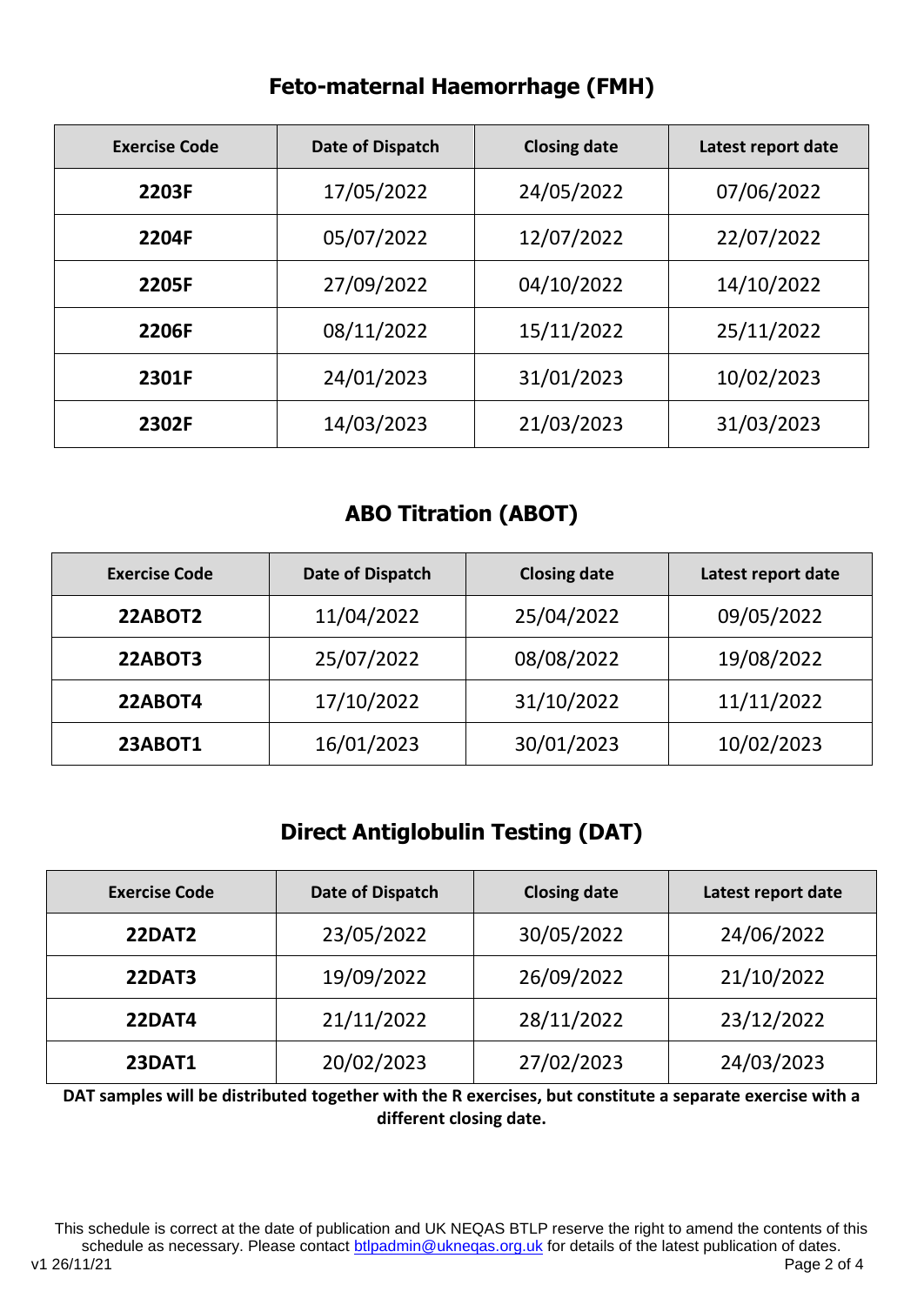## Feto-maternal Haemorrhage (FMH)

| Exercise Code | Date of Dispatch | Closing date | Latest report date |
|---|---|---|---|
| **2203F** | 17/05/2022 | 24/05/2022 | 07/06/2022 |
| **2204F** | 05/07/2022 | 12/07/2022 | 22/07/2022 |
| **2205F** | 27/09/2022 | 04/10/2022 | 14/10/2022 |
| **2206F** | 08/11/2022 | 15/11/2022 | 25/11/2022 |
| **2301F** | 24/01/2023 | 31/01/2023 | 10/02/2023 |
| **2302F** | 14/03/2023 | 21/03/2023 | 31/03/2023 |

## ABO Titration (ABOT)

| Exercise Code | Date of Dispatch | Closing date | Latest report date |
|---|---|---|---|
| **22ABOT2** | 11/04/2022 | 25/04/2022 | 09/05/2022 |
| **22ABOT3** | 25/07/2022 | 08/08/2022 | 19/08/2022 |
| **22ABOT4** | 17/10/2022 | 31/10/2022 | 11/11/2022 |
| **23ABOT1** | 16/01/2023 | 30/01/2023 | 10/02/2023 |

## Direct Antiglobulin Testing (DAT)

| Exercise Code | Date of Dispatch | Closing date | Latest report date |
|---|---|---|---|
| **22DAT2** | 23/05/2022 | 30/05/2022 | 24/06/2022 |
| **22DAT3** | 19/09/2022 | 26/09/2022 | 21/10/2022 |
| **22DAT4** | 21/11/2022 | 28/11/2022 | 23/12/2022 |
| **23DAT1** | 20/02/2023 | 27/02/2023 | 24/03/2023 |

**DAT samples will be distributed together with the R exercises, but constitute a separate exercise with a different closing date.**

This schedule is correct at the date of publication and UK NEQAS BTLP reserve the right to amend the contents of this schedule as necessary. Please contact btlpadmin@ukneqas.org.uk for details of the latest publication of dates.

v1 26/11/21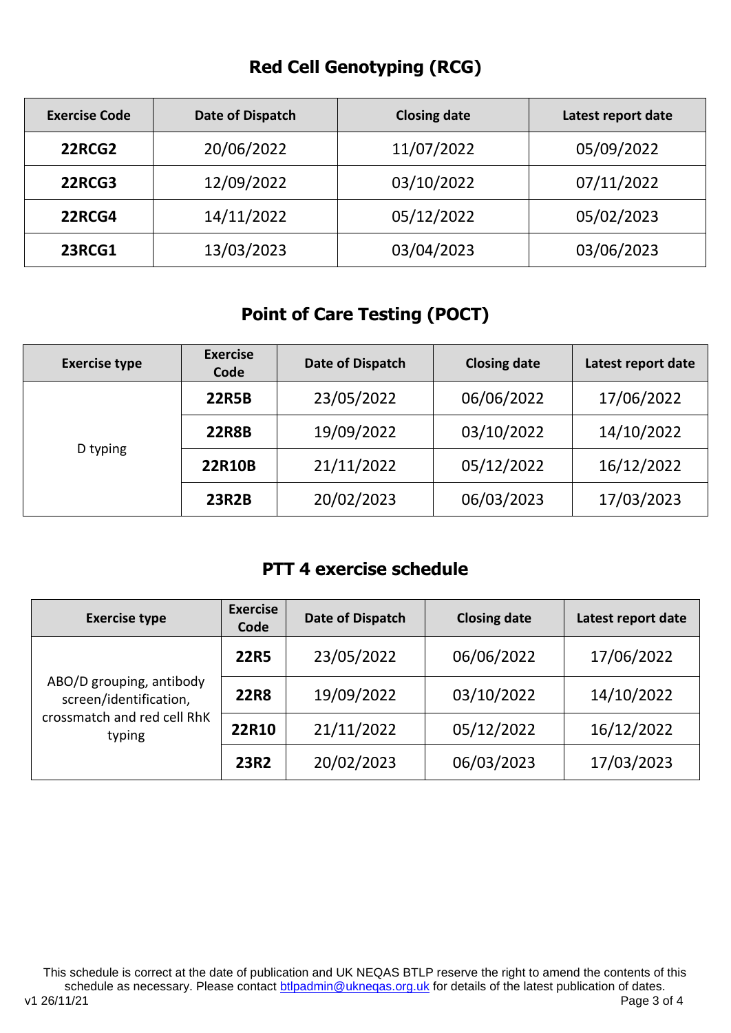## Red Cell Genotyping (RCG)

| Exercise Code | Date of Dispatch | Closing date | Latest report date |
|---|---|---|---|
| **22RCG2** | 20/06/2022 | 11/07/2022 | 05/09/2022 |
| **22RCG3** | 12/09/2022 | 03/10/2022 | 07/11/2022 |
| **22RCG4** | 14/11/2022 | 05/12/2022 | 05/02/2023 |
| **23RCG1** | 13/03/2023 | 03/04/2023 | 03/06/2023 |

## Point of Care Testing (POCT)

| Exercise type | Exercise Code | Date of Dispatch | Closing date | Latest report date |
|---|---|---|---|---|
| D typing | **22R5B** | 23/05/2022 | 06/06/2022 | 17/06/2022 |
| | **22R8B** | 19/09/2022 | 03/10/2022 | 14/10/2022 |
| | **22R10B** | 21/11/2022 | 05/12/2022 | 16/12/2022 |
| | **23R2B** | 20/02/2023 | 06/03/2023 | 17/03/2023 |

## PTT 4 exercise schedule

| Exercise type | Exercise Code | Date of Dispatch | Closing date | Latest report date |
|---|---|---|---|---|
| ABO/D grouping, antibody screen/identification, crossmatch and red cell RhK typing | **22R5** | 23/05/2022 | 06/06/2022 | 17/06/2022 |
| | **22R8** | 19/09/2022 | 03/10/2022 | 14/10/2022 |
| | **22R10** | 21/11/2022 | 05/12/2022 | 16/12/2022 |
| | **23R2** | 20/02/2023 | 06/03/2023 | 17/03/2023 |

This schedule is correct at the date of publication and UK NEQAS BTLP reserve the right to amend the contents of this schedule as necessary. Please contact btlpadmin@ukneqas.org.uk for details of the latest publication of dates.

v1 26/11/21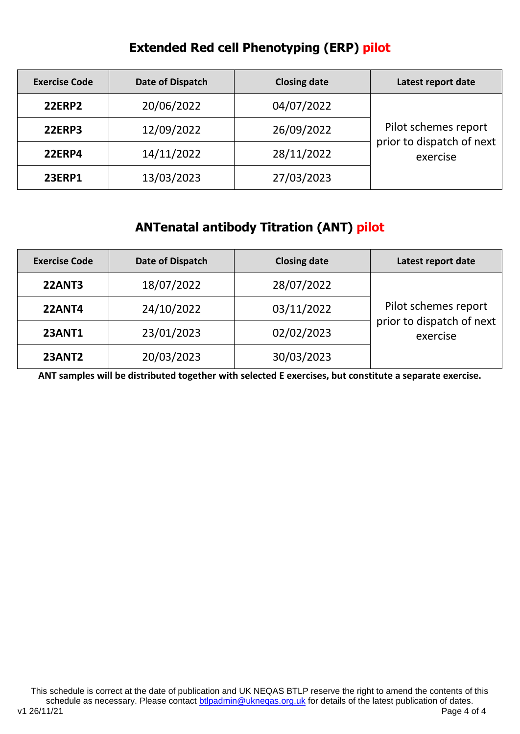## Extended Red cell Phenotyping (ERP) pilot

| Exercise Code | Date of Dispatch | Closing date | Latest report date |
|---|---|---|---|
| **22ERP2** | 20/06/2022 | 04/07/2022 | Pilot schemes report prior to dispatch of next exercise |
| **22ERP3** | 12/09/2022 | 26/09/2022 | |
| **22ERP4** | 14/11/2022 | 28/11/2022 | |
| **23ERP1** | 13/03/2023 | 27/03/2023 | |

## ANTenatal antibody Titration (ANT) pilot

| Exercise Code | Date of Dispatch | Closing date | Latest report date |
|---|---|---|---|
| **22ANT3** | 18/07/2022 | 28/07/2022 | Pilot schemes report prior to dispatch of next exercise |
| **22ANT4** | 24/10/2022 | 03/11/2022 | |
| **23ANT1** | 23/01/2023 | 02/02/2023 | |
| **23ANT2** | 20/03/2023 | 30/03/2023 | |

**ANT samples will be distributed together with selected E exercises, but constitute a separate exercise.**

This schedule is correct at the date of publication and UK NEQAS BTLP reserve the right to amend the contents of this schedule as necessary. Please contact btlpadmin@ukneqas.org.uk for details of the latest publication of dates.

v1 26/11/21